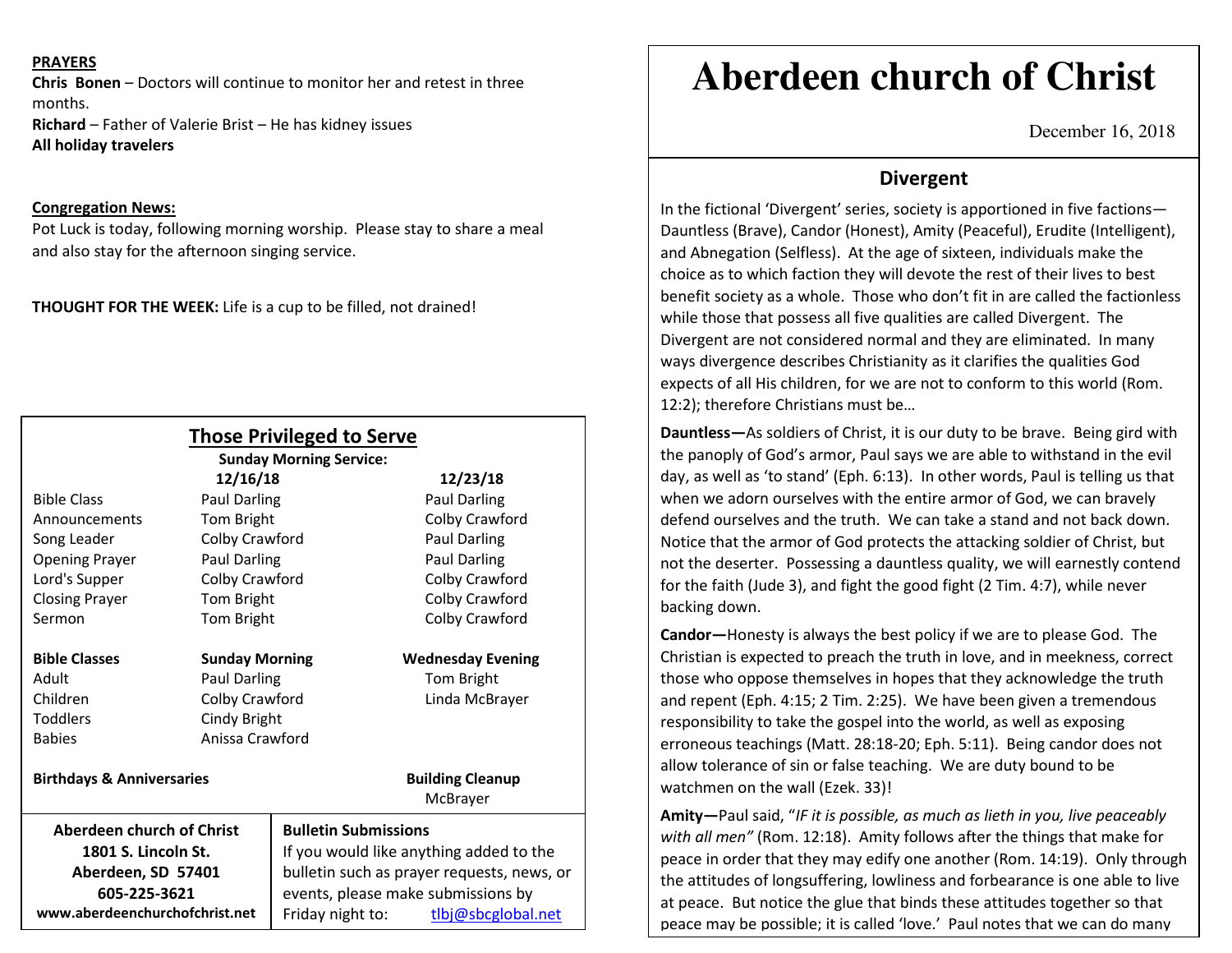**PRAYERS**

**Chris Bonen** – Doctors will continue to monitor her and retest in three months.

**Richard** – Father of Valerie Brist – He has kidney issues

**All holiday travelers**

**Congregation News:**

Pot Luck is today, following morning worship. Please stay to share a meal and also stay for the afternoon singing service.

**THOUGHT FOR THE WEEK:** Life is a cup to be filled, not drained!

## Those Privileged to Serve

**Sunday Morning Service:**

| | 12/16/18 | 12/23/18 |
|---|---|---|
| Bible Class | Paul Darling | Paul Darling |
| Announcements | Tom Bright | Colby Crawford |
| Song Leader | Colby Crawford | Paul Darling |
| Opening Prayer | Paul Darling | Paul Darling |
| Lord's Supper | Colby Crawford | Colby Crawford |
| Closing Prayer | Tom Bright | Colby Crawford |
| Sermon | Tom Bright | Colby Crawford |

| **Bible Classes** | **Sunday Morning** | **Wednesday Evening** |
|---|---|---|
| Adult | Paul Darling | Tom Bright |
| Children | Colby Crawford | Linda McBrayer |
| Toddlers | Cindy Bright | |
| Babies | Anissa Crawford | |

**Birthdays & Anniversaries**

**Building Cleanup**
McBrayer

**Aberdeen church of Christ**
**1801 S. Lincoln St.**
**Aberdeen, SD 57401**
**605-225-3621**
**www.aberdeenchurchofchrist.net**

**Bulletin Submissions**
If you would like anything added to the bulletin such as prayer requests, news, or events, please make submissions by Friday night to: tlbj@sbcglobal.net

# Aberdeen church of Christ

December 16, 2018

## Divergent

In the fictional 'Divergent' series, society is apportioned in five factions—Dauntless (Brave), Candor (Honest), Amity (Peaceful), Erudite (Intelligent), and Abnegation (Selfless). At the age of sixteen, individuals make the choice as to which faction they will devote the rest of their lives to best benefit society as a whole. Those who don't fit in are called the factionless while those that possess all five qualities are called Divergent. The Divergent are not considered normal and they are eliminated. In many ways divergence describes Christianity as it clarifies the qualities God expects of all His children, for we are not to conform to this world (Rom. 12:2); therefore Christians must be…

**Dauntless—**As soldiers of Christ, it is our duty to be brave. Being gird with the panoply of God's armor, Paul says we are able to withstand in the evil day, as well as 'to stand' (Eph. 6:13). In other words, Paul is telling us that when we adorn ourselves with the entire armor of God, we can bravely defend ourselves and the truth. We can take a stand and not back down. Notice that the armor of God protects the attacking soldier of Christ, but not the deserter. Possessing a dauntless quality, we will earnestly contend for the faith (Jude 3), and fight the good fight (2 Tim. 4:7), while never backing down.

**Candor—**Honesty is always the best policy if we are to please God. The Christian is expected to preach the truth in love, and in meekness, correct those who oppose themselves in hopes that they acknowledge the truth and repent (Eph. 4:15; 2 Tim. 2:25). We have been given a tremendous responsibility to take the gospel into the world, as well as exposing erroneous teachings (Matt. 28:18-20; Eph. 5:11). Being candor does not allow tolerance of sin or false teaching. We are duty bound to be watchmen on the wall (Ezek. 33)!

**Amity—**Paul said, "*IF it is possible, as much as lieth in you, live peaceably with all men"* (Rom. 12:18). Amity follows after the things that make for peace in order that they may edify one another (Rom. 14:19). Only through the attitudes of longsuffering, lowliness and forbearance is one able to live at peace. But notice the glue that binds these attitudes together so that peace may be possible; it is called 'love.' Paul notes that we can do many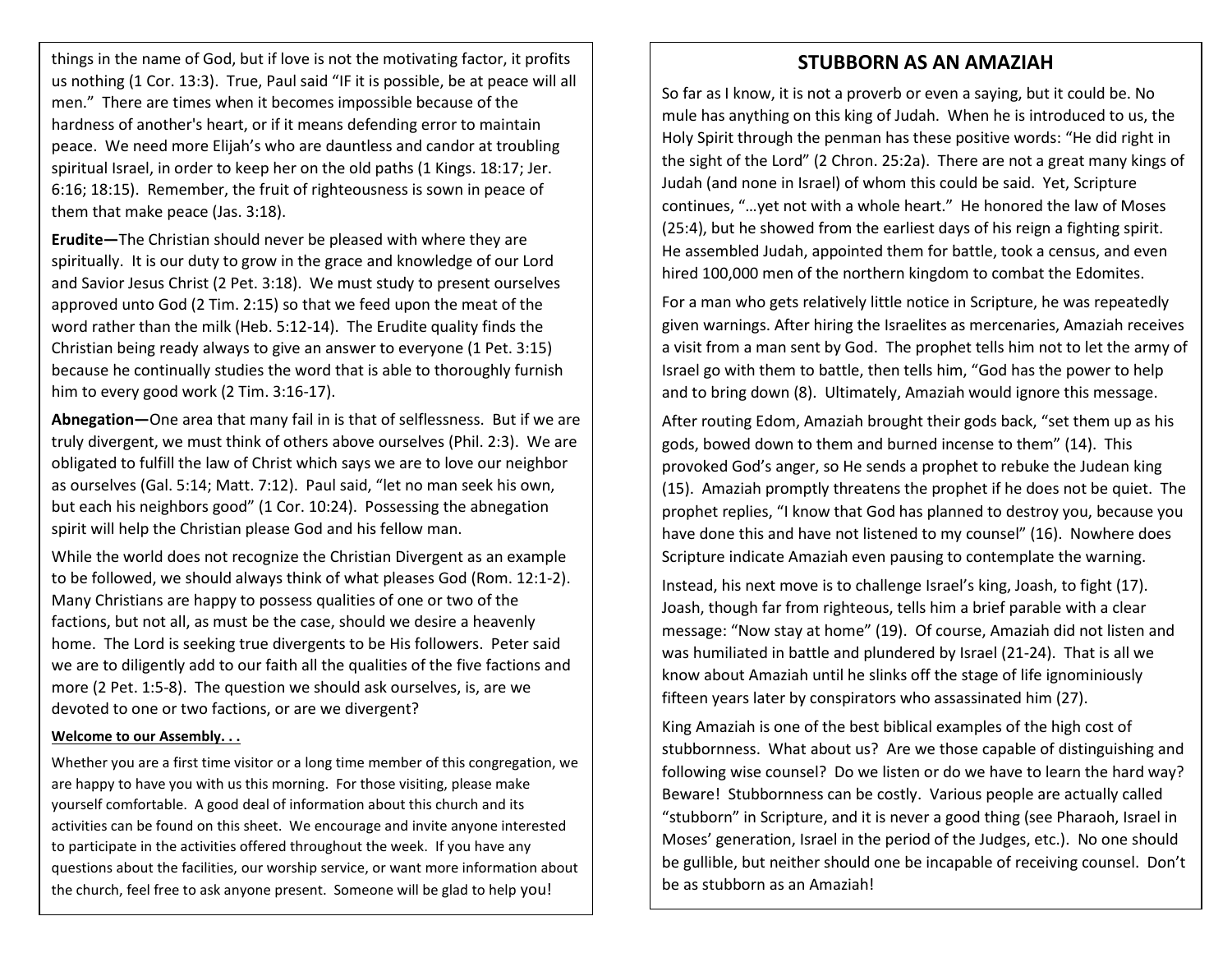things in the name of God, but if love is not the motivating factor, it profits us nothing (1 Cor. 13:3). True, Paul said "IF it is possible, be at peace will all men." There are times when it becomes impossible because of the hardness of another's heart, or if it means defending error to maintain peace. We need more Elijah's who are dauntless and candor at troubling spiritual Israel, in order to keep her on the old paths (1 Kings. 18:17; Jer. 6:16; 18:15). Remember, the fruit of righteousness is sown in peace of them that make peace (Jas. 3:18).

**Erudite—**The Christian should never be pleased with where they are spiritually. It is our duty to grow in the grace and knowledge of our Lord and Savior Jesus Christ (2 Pet. 3:18). We must study to present ourselves approved unto God (2 Tim. 2:15) so that we feed upon the meat of the word rather than the milk (Heb. 5:12-14). The Erudite quality finds the Christian being ready always to give an answer to everyone (1 Pet. 3:15) because he continually studies the word that is able to thoroughly furnish him to every good work (2 Tim. 3:16-17).

**Abnegation—**One area that many fail in is that of selflessness. But if we are truly divergent, we must think of others above ourselves (Phil. 2:3). We are obligated to fulfill the law of Christ which says we are to love our neighbor as ourselves (Gal. 5:14; Matt. 7:12). Paul said, "let no man seek his own, but each his neighbors good" (1 Cor. 10:24). Possessing the abnegation spirit will help the Christian please God and his fellow man.

While the world does not recognize the Christian Divergent as an example to be followed, we should always think of what pleases God (Rom. 12:1-2). Many Christians are happy to possess qualities of one or two of the factions, but not all, as must be the case, should we desire a heavenly home. The Lord is seeking true divergents to be His followers. Peter said we are to diligently add to our faith all the qualities of the five factions and more (2 Pet. 1:5-8). The question we should ask ourselves, is, are we devoted to one or two factions, or are we divergent?

**Welcome to our Assembly. . .**

Whether you are a first time visitor or a long time member of this congregation, we are happy to have you with us this morning. For those visiting, please make yourself comfortable. A good deal of information about this church and its activities can be found on this sheet. We encourage and invite anyone interested to participate in the activities offered throughout the week. If you have any questions about the facilities, our worship service, or want more information about the church, feel free to ask anyone present. Someone will be glad to help you!

## STUBBORN AS AN AMAZIAH

So far as I know, it is not a proverb or even a saying, but it could be. No mule has anything on this king of Judah. When he is introduced to us, the Holy Spirit through the penman has these positive words: "He did right in the sight of the Lord" (2 Chron. 25:2a). There are not a great many kings of Judah (and none in Israel) of whom this could be said. Yet, Scripture continues, "…yet not with a whole heart." He honored the law of Moses (25:4), but he showed from the earliest days of his reign a fighting spirit. He assembled Judah, appointed them for battle, took a census, and even hired 100,000 men of the northern kingdom to combat the Edomites.

For a man who gets relatively little notice in Scripture, he was repeatedly given warnings. After hiring the Israelites as mercenaries, Amaziah receives a visit from a man sent by God. The prophet tells him not to let the army of Israel go with them to battle, then tells him, "God has the power to help and to bring down (8). Ultimately, Amaziah would ignore this message.

After routing Edom, Amaziah brought their gods back, "set them up as his gods, bowed down to them and burned incense to them" (14). This provoked God's anger, so He sends a prophet to rebuke the Judean king (15). Amaziah promptly threatens the prophet if he does not be quiet. The prophet replies, "I know that God has planned to destroy you, because you have done this and have not listened to my counsel" (16). Nowhere does Scripture indicate Amaziah even pausing to contemplate the warning.

Instead, his next move is to challenge Israel's king, Joash, to fight (17). Joash, though far from righteous, tells him a brief parable with a clear message: "Now stay at home" (19). Of course, Amaziah did not listen and was humiliated in battle and plundered by Israel (21-24). That is all we know about Amaziah until he slinks off the stage of life ignominiously fifteen years later by conspirators who assassinated him (27).

King Amaziah is one of the best biblical examples of the high cost of stubbornness. What about us? Are we those capable of distinguishing and following wise counsel? Do we listen or do we have to learn the hard way? Beware! Stubbornness can be costly. Various people are actually called "stubborn" in Scripture, and it is never a good thing (see Pharaoh, Israel in Moses' generation, Israel in the period of the Judges, etc.). No one should be gullible, but neither should one be incapable of receiving counsel. Don't be as stubborn as an Amaziah!